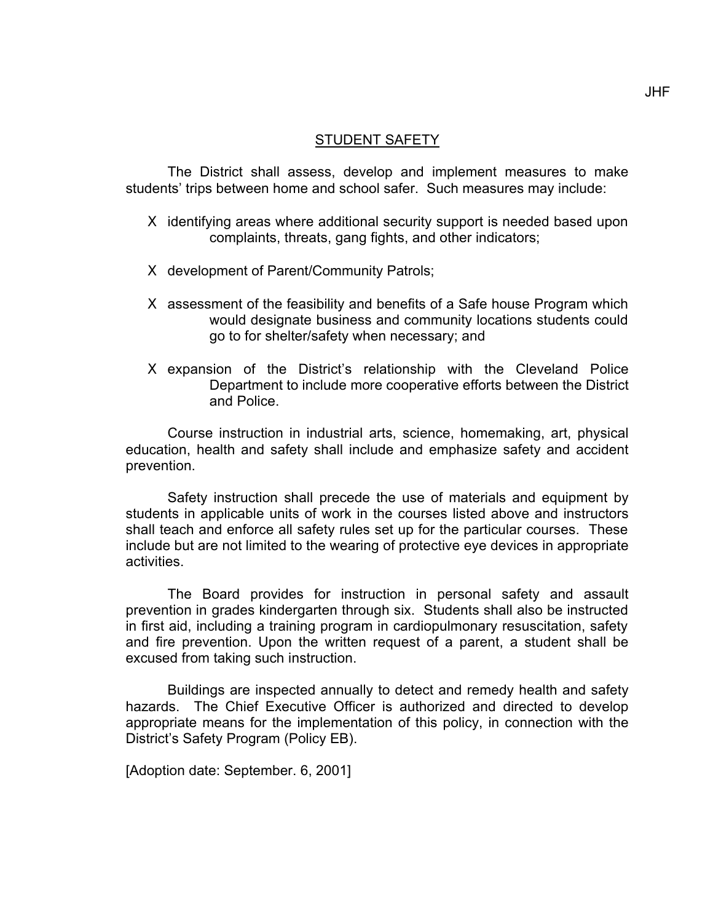# STUDENT SAFETY

The District shall assess, develop and implement measures to make students' trips between home and school safer. Such measures may include:

- identifying areas where additional security support is needed based upon complaints, threats, gang fights, and other indicators;
- development of Parent/Community Patrols;
- assessment of the feasibility and benefits of a Safe house Program which would designate business and community locations students could go to for shelter/safety when necessary; and
- expansion of the District's relationship with the Cleveland Police Department to include more cooperative efforts between the District and Police.

Course instruction in industrial arts, science, homemaking, art, physical education, health and safety shall include and emphasize safety and accident prevention.

Safety instruction shall precede the use of materials and equipment by students in applicable units of work in the courses listed above and instructors shall teach and enforce all safety rules set up for the particular courses. These include but are not limited to the wearing of protective eye devices in appropriate activities.

The Board provides for instruction in personal safety and assault prevention in grades kindergarten through six. Students shall also be instructed in first aid, including a training program in cardiopulmonary resuscitation, safety and fire prevention. Upon the written request of a parent, a student shall be excused from taking such instruction.

Buildings are inspected annually to detect and remedy health and safety hazards. The Chief Executive Officer is authorized and directed to develop appropriate means for the implementation of this policy, in connection with the District's Safety Program (Policy EB).

[Adoption date: September. 6, 2001]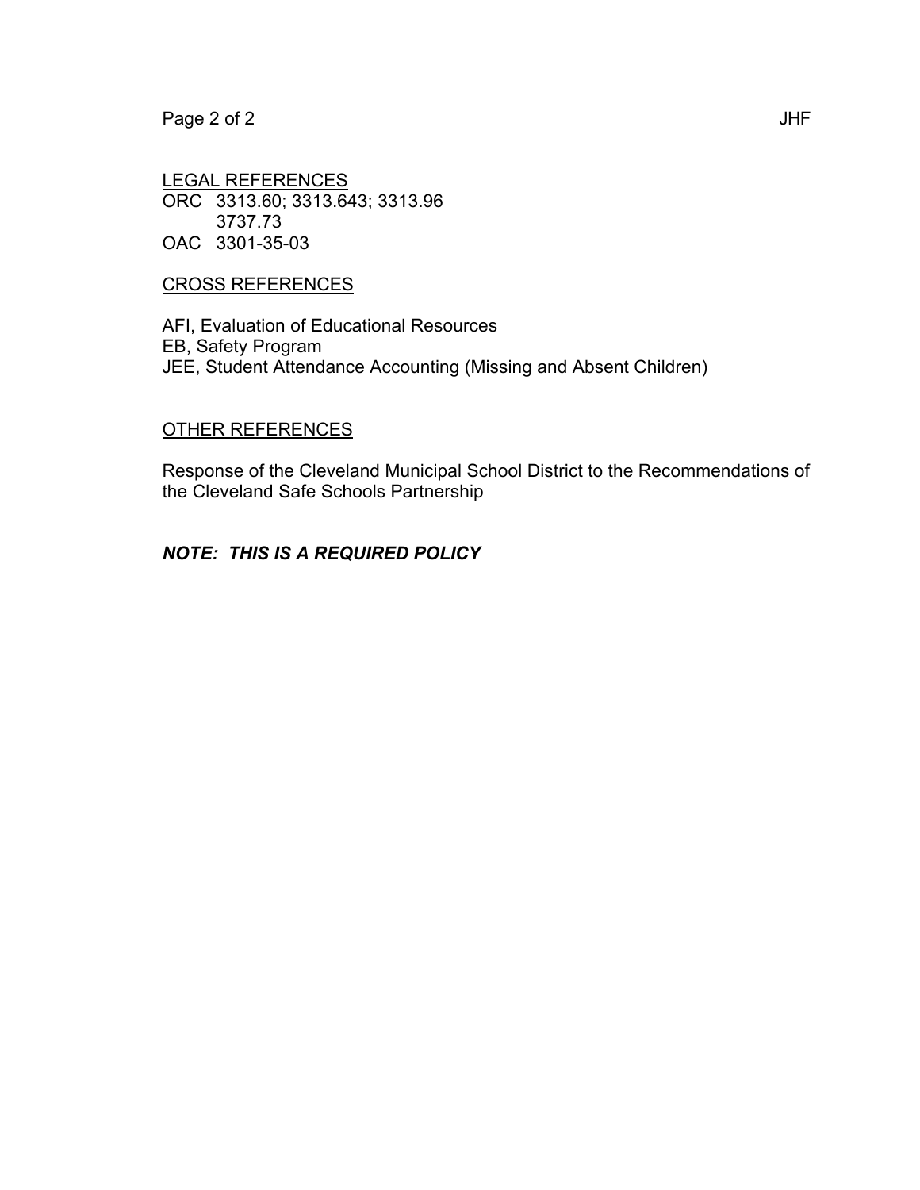<u>LEGAL REFERENCES</u>

ORC 3313.60; 3313.643; 3313.96
3737.73

OAC 3301-35-03

<u>CROSS REFERENCES</u>

AFI, Evaluation of Educational Resources
EB, Safety Program
JEE, Student Attendance Accounting (Missing and Absent Children)

<u>OTHER REFERENCES</u>

Response of the Cleveland Municipal School District to the Recommendations of the Cleveland Safe Schools Partnership

***NOTE: THIS IS A REQUIRED POLICY***